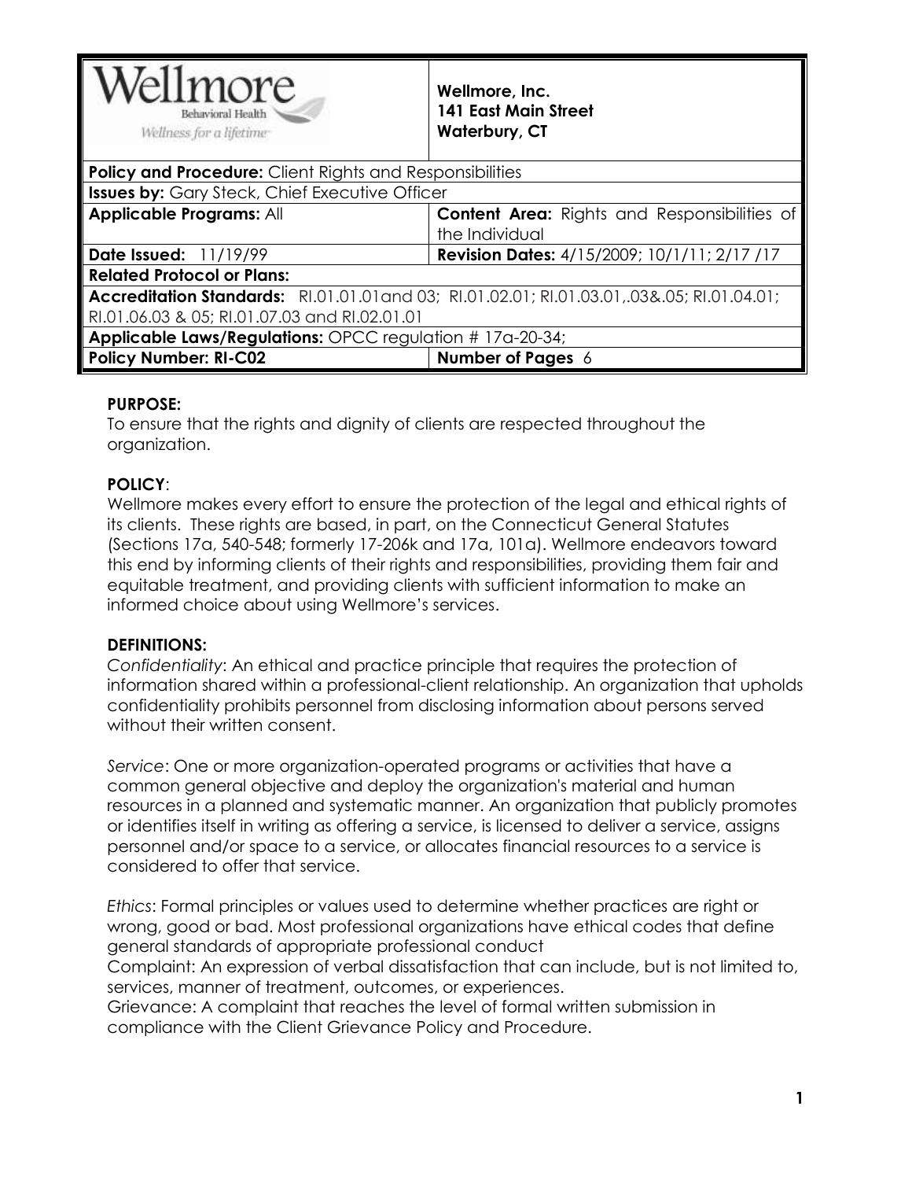| Wellmore Behavioral Health — Wellness for a lifetime | Wellmore, Inc.<br>141 East Main Street<br>Waterbury, CT |
|---|---|
| **Policy and Procedure:** Client Rights and Responsibilities | |
| **Issues by:** Gary Steck, Chief Executive Officer | |
| **Applicable Programs:** All | **Content Area:** Rights and Responsibilities of the Individual |
| **Date Issued:** 11/19/99 | **Revision Dates:** 4/15/2009; 10/1/11; 2/17 /17 |
| **Related Protocol or Plans:** | |
| **Accreditation Standards:** RI.01.01.01and 03; RI.01.02.01; RI.01.03.01,.03&.05; RI.01.04.01; RI.01.06.03 & 05; RI.01.07.03 and RI.02.01.01 | |
| **Applicable Laws/Regulations:** OPCC regulation # 17a-20-34; | |
| **Policy Number: RI-C02** | **Number of Pages** 6 |

**PURPOSE:**

To ensure that the rights and dignity of clients are respected throughout the organization.

**POLICY**:

Wellmore makes every effort to ensure the protection of the legal and ethical rights of its clients. These rights are based, in part, on the Connecticut General Statutes (Sections 17a, 540-548; formerly 17-206k and 17a, 101a). Wellmore endeavors toward this end by informing clients of their rights and responsibilities, providing them fair and equitable treatment, and providing clients with sufficient information to make an informed choice about using Wellmore's services.

**DEFINITIONS:**

*Confidentiality*: An ethical and practice principle that requires the protection of information shared within a professional-client relationship. An organization that upholds confidentiality prohibits personnel from disclosing information about persons served without their written consent.

*Service*: One or more organization-operated programs or activities that have a common general objective and deploy the organization's material and human resources in a planned and systematic manner. An organization that publicly promotes or identifies itself in writing as offering a service, is licensed to deliver a service, assigns personnel and/or space to a service, or allocates financial resources to a service is considered to offer that service.

*Ethics*: Formal principles or values used to determine whether practices are right or wrong, good or bad. Most professional organizations have ethical codes that define general standards of appropriate professional conduct

Complaint: An expression of verbal dissatisfaction that can include, but is not limited to, services, manner of treatment, outcomes, or experiences.

Grievance: A complaint that reaches the level of formal written submission in compliance with the Client Grievance Policy and Procedure.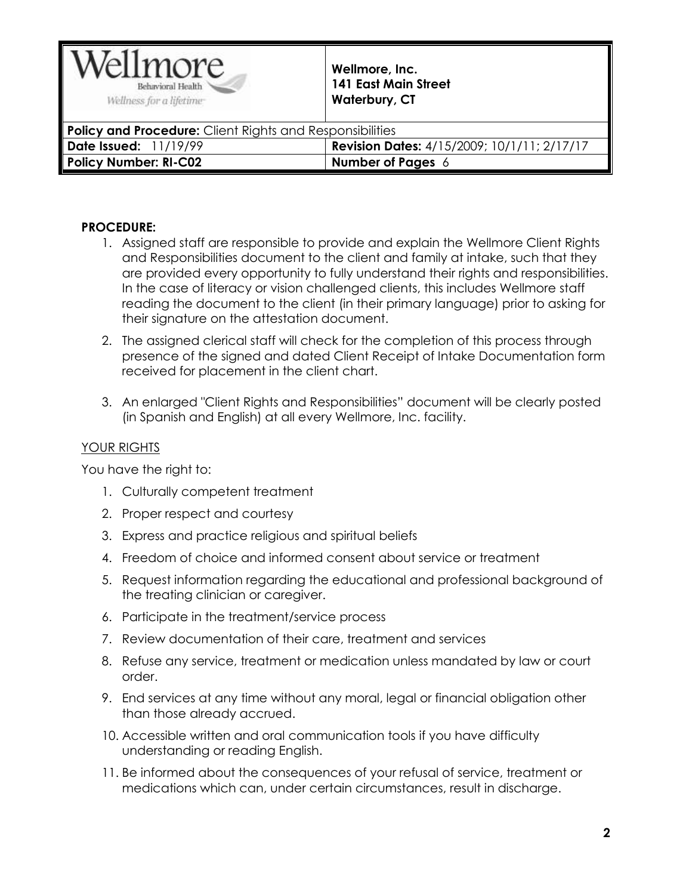| Wellmore Behavioral Health — Wellness for a lifetime | Wellmore, Inc.<br>141 East Main Street<br>Waterbury, CT |
|---|---|
| **Policy and Procedure:** Client Rights and Responsibilities | |
| **Date Issued:** 11/19/99 | **Revision Dates:** 4/15/2009; 10/1/11; 2/17/17 |
| **Policy Number: RI-C02** | **Number of Pages** 6 |

**PROCEDURE:**

1. Assigned staff are responsible to provide and explain the Wellmore Client Rights and Responsibilities document to the client and family at intake, such that they are provided every opportunity to fully understand their rights and responsibilities. In the case of literacy or vision challenged clients, this includes Wellmore staff reading the document to the client (in their primary language) prior to asking for their signature on the attestation document.
2. The assigned clerical staff will check for the completion of this process through presence of the signed and dated Client Receipt of Intake Documentation form received for placement in the client chart.
3. An enlarged "Client Rights and Responsibilities" document will be clearly posted (in Spanish and English) at all every Wellmore, Inc. facility.

<u>YOUR RIGHTS</u>

You have the right to:

1. Culturally competent treatment
2. Proper respect and courtesy
3. Express and practice religious and spiritual beliefs
4. Freedom of choice and informed consent about service or treatment
5. Request information regarding the educational and professional background of the treating clinician or caregiver.
6. Participate in the treatment/service process
7. Review documentation of their care, treatment and services
8. Refuse any service, treatment or medication unless mandated by law or court order.
9. End services at any time without any moral, legal or financial obligation other than those already accrued.
10. Accessible written and oral communication tools if you have difficulty understanding or reading English.
11. Be informed about the consequences of your refusal of service, treatment or medications which can, under certain circumstances, result in discharge.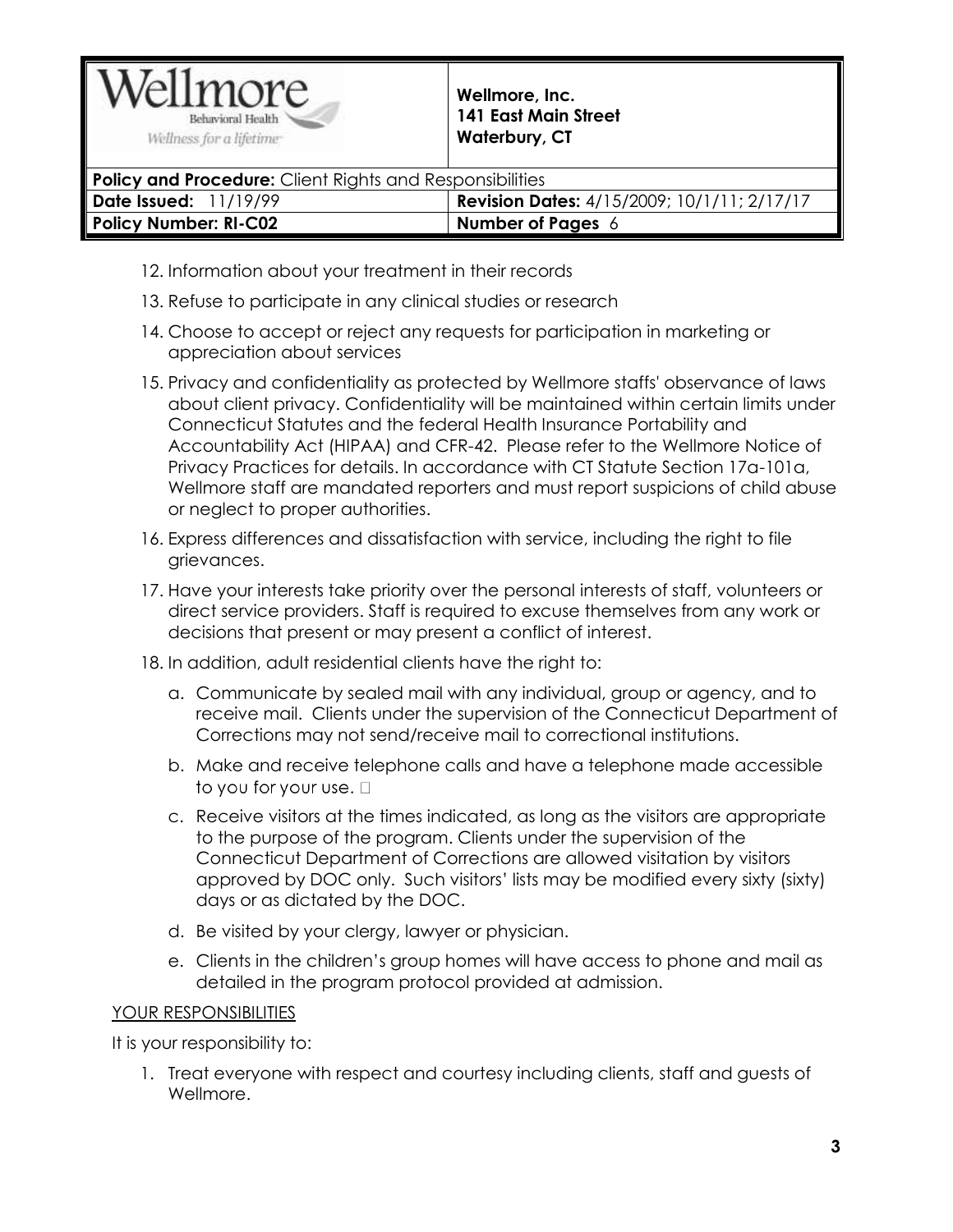12. Information about your treatment in their records
13. Refuse to participate in any clinical studies or research
14. Choose to accept or reject any requests for participation in marketing or appreciation about services
15. Privacy and confidentiality as protected by Wellmore staffs' observance of laws about client privacy. Confidentiality will be maintained within certain limits under Connecticut Statutes and the federal Health Insurance Portability and Accountability Act (HIPAA) and CFR-42. Please refer to the Wellmore Notice of Privacy Practices for details. In accordance with CT Statute Section 17a-101a, Wellmore staff are mandated reporters and must report suspicions of child abuse or neglect to proper authorities.
16. Express differences and dissatisfaction with service, including the right to file grievances.
17. Have your interests take priority over the personal interests of staff, volunteers or direct service providers. Staff is required to excuse themselves from any work or decisions that present or may present a conflict of interest.
18. In addition, adult residential clients have the right to:
    a. Communicate by sealed mail with any individual, group or agency, and to receive mail. Clients under the supervision of the Connecticut Department of Corrections may not send/receive mail to correctional institutions.
    b. Make and receive telephone calls and have a telephone made accessible to you for your use. □
    c. Receive visitors at the times indicated, as long as the visitors are appropriate to the purpose of the program. Clients under the supervision of the Connecticut Department of Corrections are allowed visitation by visitors approved by DOC only. Such visitors' lists may be modified every sixty (sixty) days or as dictated by the DOC.
    d. Be visited by your clergy, lawyer or physician.
    e. Clients in the children's group homes will have access to phone and mail as detailed in the program protocol provided at admission.

<u>YOUR RESPONSIBILITIES</u>

It is your responsibility to:

1. Treat everyone with respect and courtesy including clients, staff and guests of Wellmore.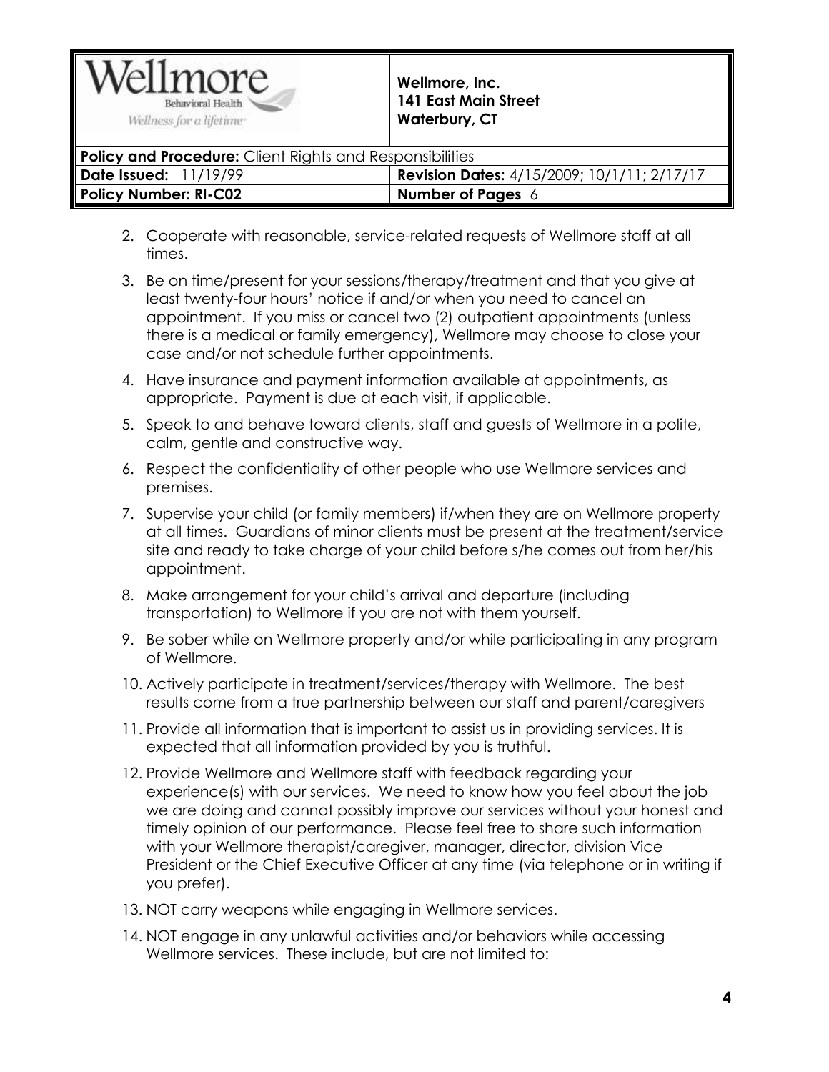2. Cooperate with reasonable, service-related requests of Wellmore staff at all times.

3. Be on time/present for your sessions/therapy/treatment and that you give at least twenty-four hours' notice if and/or when you need to cancel an appointment. If you miss or cancel two (2) outpatient appointments (unless there is a medical or family emergency), Wellmore may choose to close your case and/or not schedule further appointments.

4. Have insurance and payment information available at appointments, as appropriate. Payment is due at each visit, if applicable.

5. Speak to and behave toward clients, staff and guests of Wellmore in a polite, calm, gentle and constructive way.

6. Respect the confidentiality of other people who use Wellmore services and premises.

7. Supervise your child (or family members) if/when they are on Wellmore property at all times. Guardians of minor clients must be present at the treatment/service site and ready to take charge of your child before s/he comes out from her/his appointment.

8. Make arrangement for your child's arrival and departure (including transportation) to Wellmore if you are not with them yourself.

9. Be sober while on Wellmore property and/or while participating in any program of Wellmore.

10. Actively participate in treatment/services/therapy with Wellmore. The best results come from a true partnership between our staff and parent/caregivers

11. Provide all information that is important to assist us in providing services. It is expected that all information provided by you is truthful.

12. Provide Wellmore and Wellmore staff with feedback regarding your experience(s) with our services. We need to know how you feel about the job we are doing and cannot possibly improve our services without your honest and timely opinion of our performance. Please feel free to share such information with your Wellmore therapist/caregiver, manager, director, division Vice President or the Chief Executive Officer at any time (via telephone or in writing if you prefer).

13. NOT carry weapons while engaging in Wellmore services.

14. NOT engage in any unlawful activities and/or behaviors while accessing Wellmore services. These include, but are not limited to: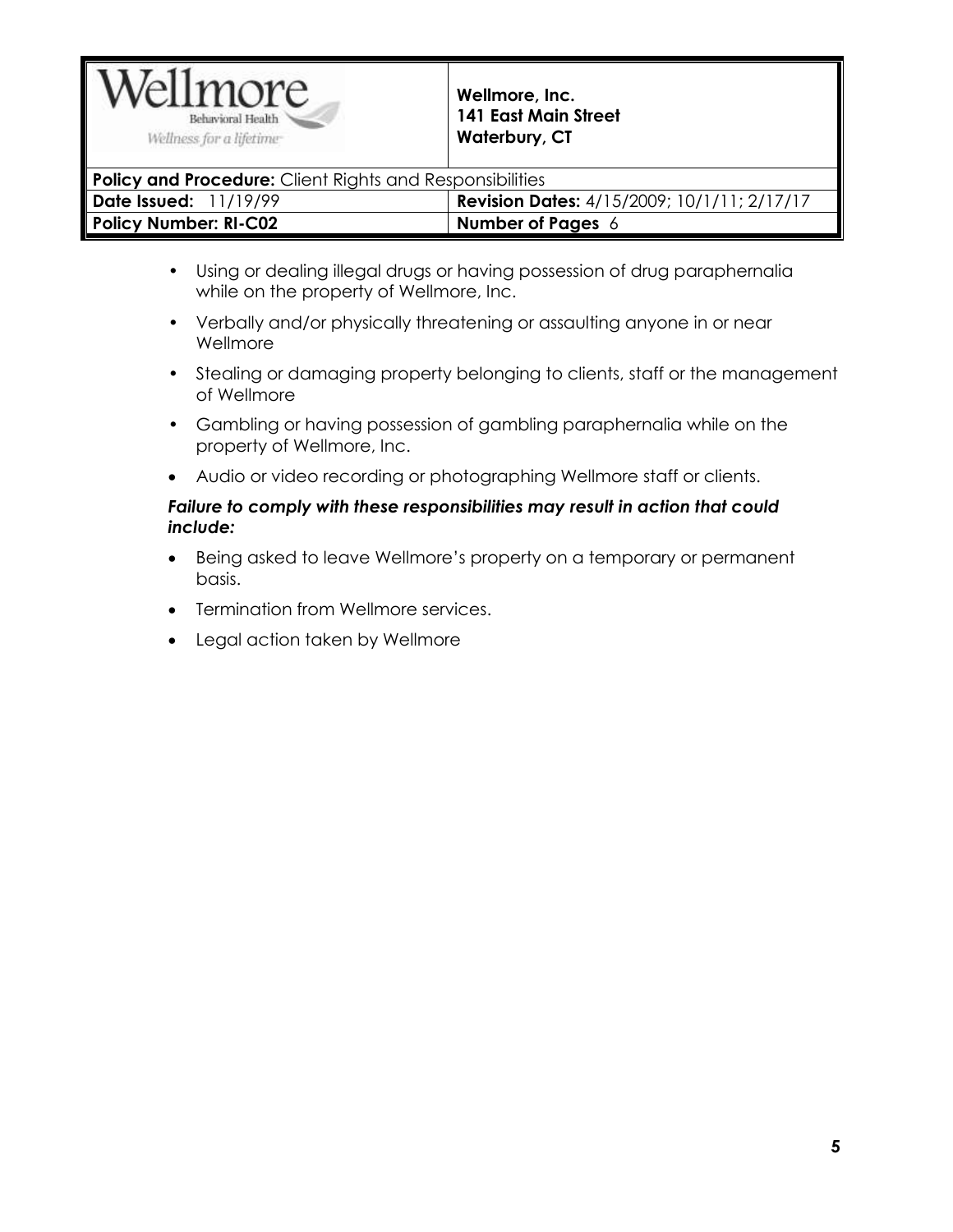- Using or dealing illegal drugs or having possession of drug paraphernalia while on the property of Wellmore, Inc.
- Verbally and/or physically threatening or assaulting anyone in or near Wellmore
- Stealing or damaging property belonging to clients, staff or the management of Wellmore
- Gambling or having possession of gambling paraphernalia while on the property of Wellmore, Inc.
- Audio or video recording or photographing Wellmore staff or clients.

***Failure to comply with these responsibilities may result in action that could include:***

- Being asked to leave Wellmore's property on a temporary or permanent basis.
- Termination from Wellmore services.
- Legal action taken by Wellmore